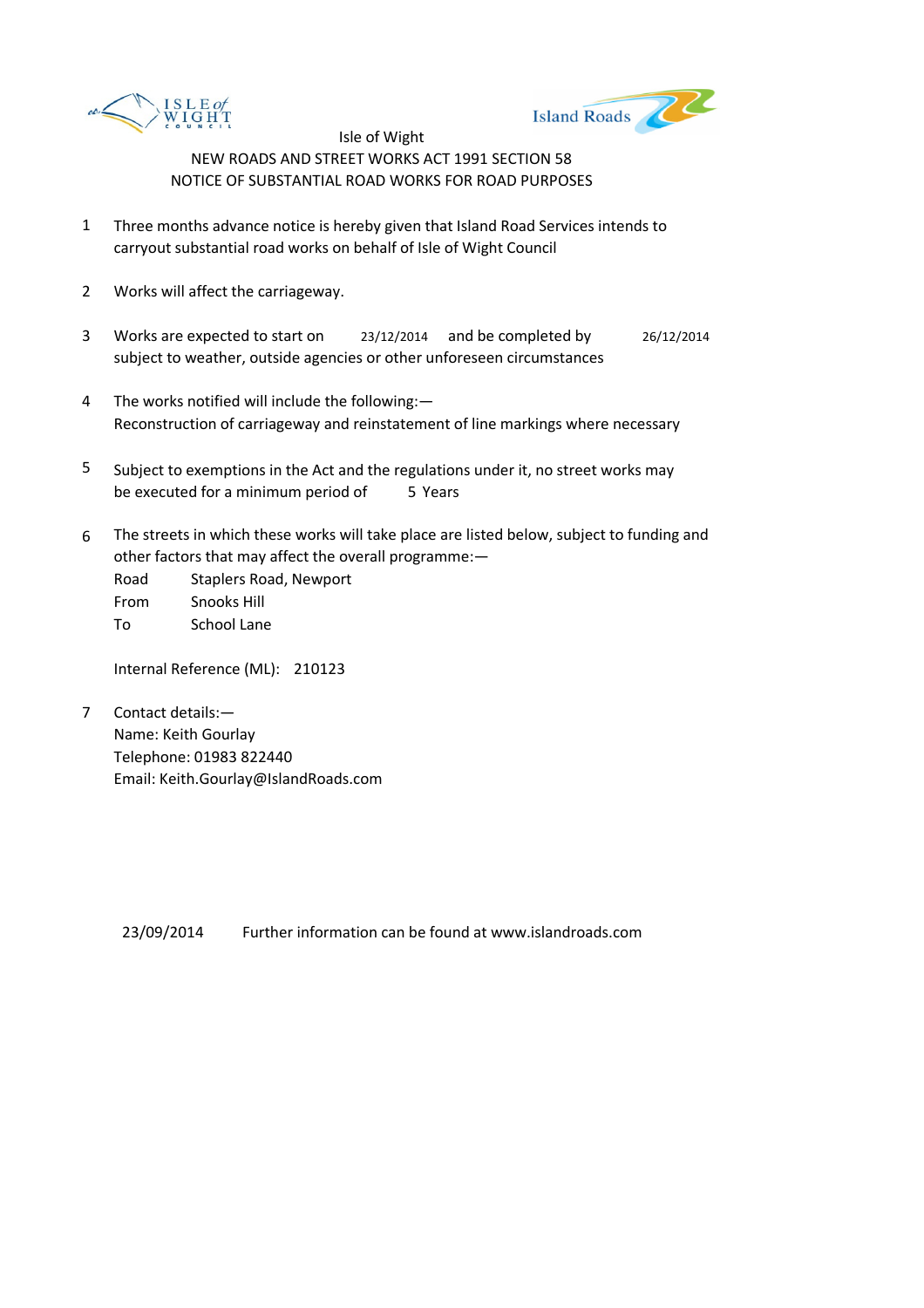Isle of Wight

NEW ROADS AND STREET WORKS ACT 1991 SECTION 58

NOTICE OF SUBSTANTIAL ROAD WORKS FOR ROAD PURPOSES

1. Three months advance notice is hereby given that Island Road Services intends to carryout substantial road works on behalf of Isle of Wight Council

2. Works will affect the carriageway.

3. Works are expected to start on 23/12/2014 and be completed by 26/12/2014 subject to weather, outside agencies or other unforeseen circumstances

4. The works notified will include the following:—
   Reconstruction of carriageway and reinstatement of line markings where necessary

5. Subject to exemptions in the Act and the regulations under it, no street works may be executed for a minimum period of 5 Years

6. The streets in which these works will take place are listed below, subject to funding and other factors that may affect the overall programme:—

   Road Staplers Road, Newport
   From Snooks Hill
   To School Lane

   Internal Reference (ML): 210123

7. Contact details:—
   Name: Keith Gourlay
   Telephone: 01983 822440
   Email: Keith.Gourlay@IslandRoads.com

23/09/2014 Further information can be found at www.islandroads.com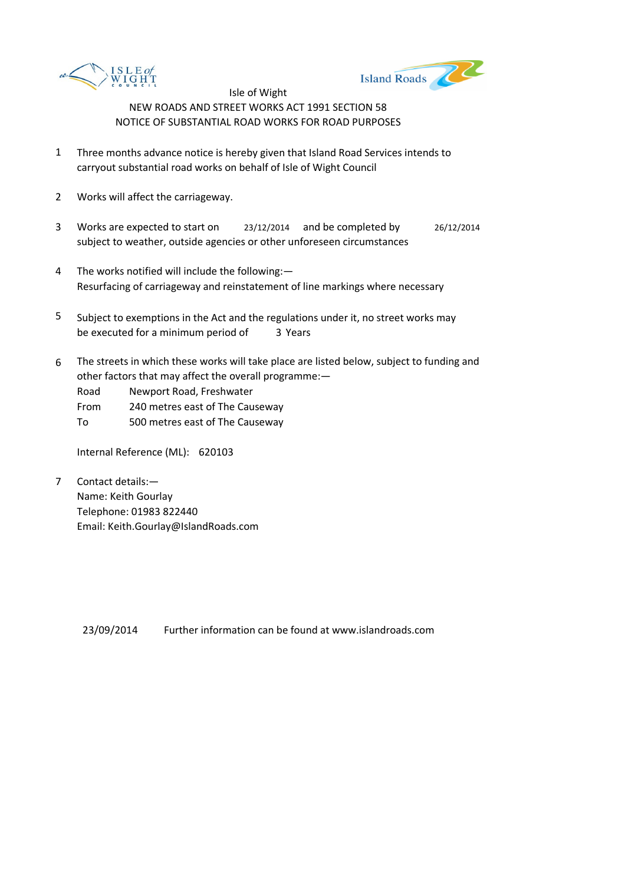Isle of Wight

NEW ROADS AND STREET WORKS ACT 1991 SECTION 58

NOTICE OF SUBSTANTIAL ROAD WORKS FOR ROAD PURPOSES

1. Three months advance notice is hereby given that Island Road Services intends to carryout substantial road works on behalf of Isle of Wight Council

2. Works will affect the carriageway.

3. Works are expected to start on 23/12/2014 and be completed by 26/12/2014 subject to weather, outside agencies or other unforeseen circumstances

4. The works notified will include the following:—
   Resurfacing of carriageway and reinstatement of line markings where necessary

5. Subject to exemptions in the Act and the regulations under it, no street works may be executed for a minimum period of 3 Years

6. The streets in which these works will take place are listed below, subject to funding and other factors that may affect the overall programme:—

   Road Newport Road, Freshwater
   From 240 metres east of The Causeway
   To 500 metres east of The Causeway

   Internal Reference (ML): 620103

7. Contact details:—
   Name: Keith Gourlay
   Telephone: 01983 822440
   Email: Keith.Gourlay@IslandRoads.com

23/09/2014 Further information can be found at www.islandroads.com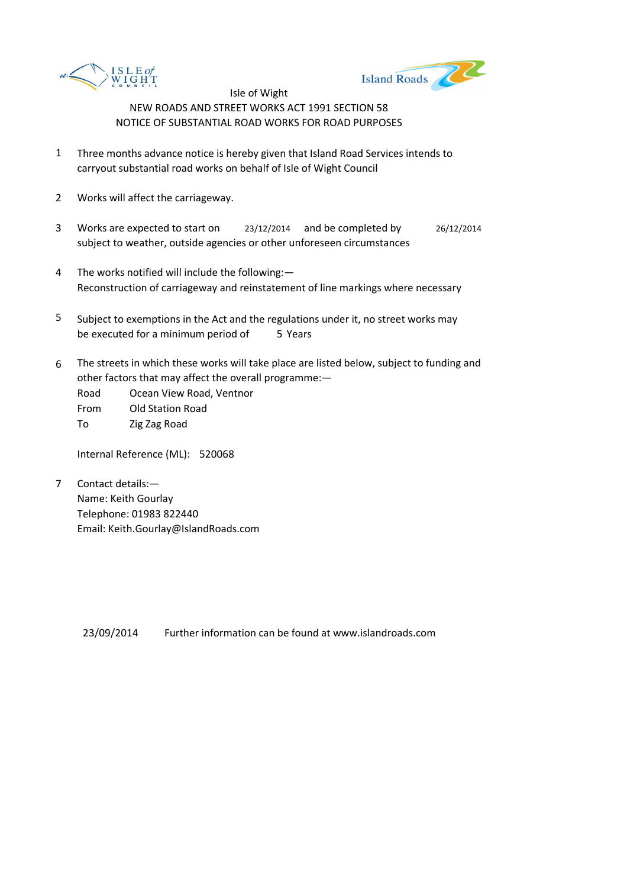Isle of Wight
NEW ROADS AND STREET WORKS ACT 1991 SECTION 58
NOTICE OF SUBSTANTIAL ROAD WORKS FOR ROAD PURPOSES

1. Three months advance notice is hereby given that Island Road Services intends to carryout substantial road works on behalf of Isle of Wight Council

2. Works will affect the carriageway.

3. Works are expected to start on 23/12/2014 and be completed by 26/12/2014 subject to weather, outside agencies or other unforeseen circumstances

4. The works notified will include the following:—
Reconstruction of carriageway and reinstatement of line markings where necessary

5. Subject to exemptions in the Act and the regulations under it, no street works may be executed for a minimum period of 5 Years

6. The streets in which these works will take place are listed below, subject to funding and other factors that may affect the overall programme:—
Road Ocean View Road, Ventnor
From Old Station Road
To Zig Zag Road

   Internal Reference (ML): 520068

7. Contact details:—
Name: Keith Gourlay
Telephone: 01983 822440
Email: Keith.Gourlay@IslandRoads.com

23/09/2014 Further information can be found at www.islandroads.com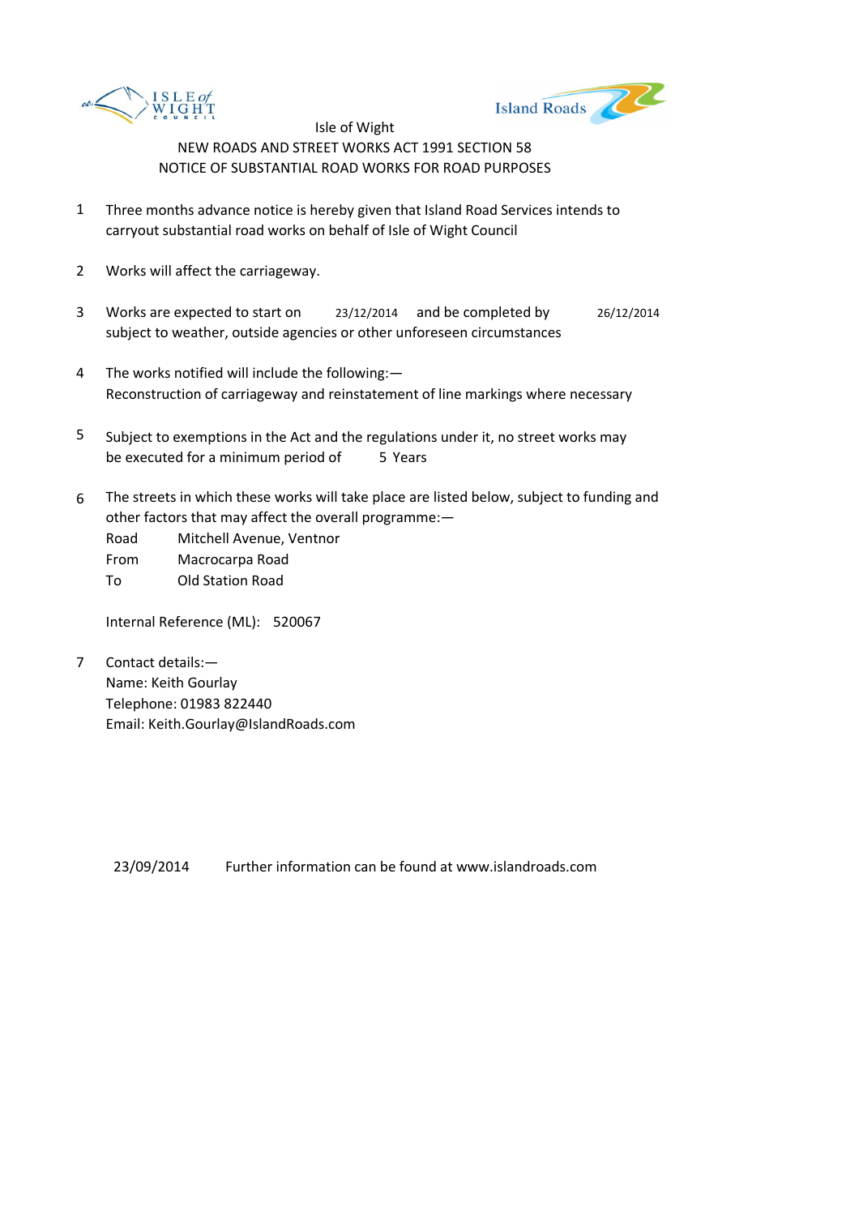Isle of Wight

NEW ROADS AND STREET WORKS ACT 1991 SECTION 58

NOTICE OF SUBSTANTIAL ROAD WORKS FOR ROAD PURPOSES

1. Three months advance notice is hereby given that Island Road Services intends to carryout substantial road works on behalf of Isle of Wight Council

2. Works will affect the carriageway.

3. Works are expected to start on 23/12/2014 and be completed by 26/12/2014 subject to weather, outside agencies or other unforeseen circumstances

4. The works notified will include the following:—
   Reconstruction of carriageway and reinstatement of line markings where necessary

5. Subject to exemptions in the Act and the regulations under it, no street works may be executed for a minimum period of 5 Years

6. The streets in which these works will take place are listed below, subject to funding and other factors that may affect the overall programme:—
   Road Mitchell Avenue, Ventnor
   From Macrocarpa Road
   To Old Station Road

   Internal Reference (ML): 520067

7. Contact details:—
   Name: Keith Gourlay
   Telephone: 01983 822440
   Email: Keith.Gourlay@IslandRoads.com

23/09/2014 Further information can be found at www.islandroads.com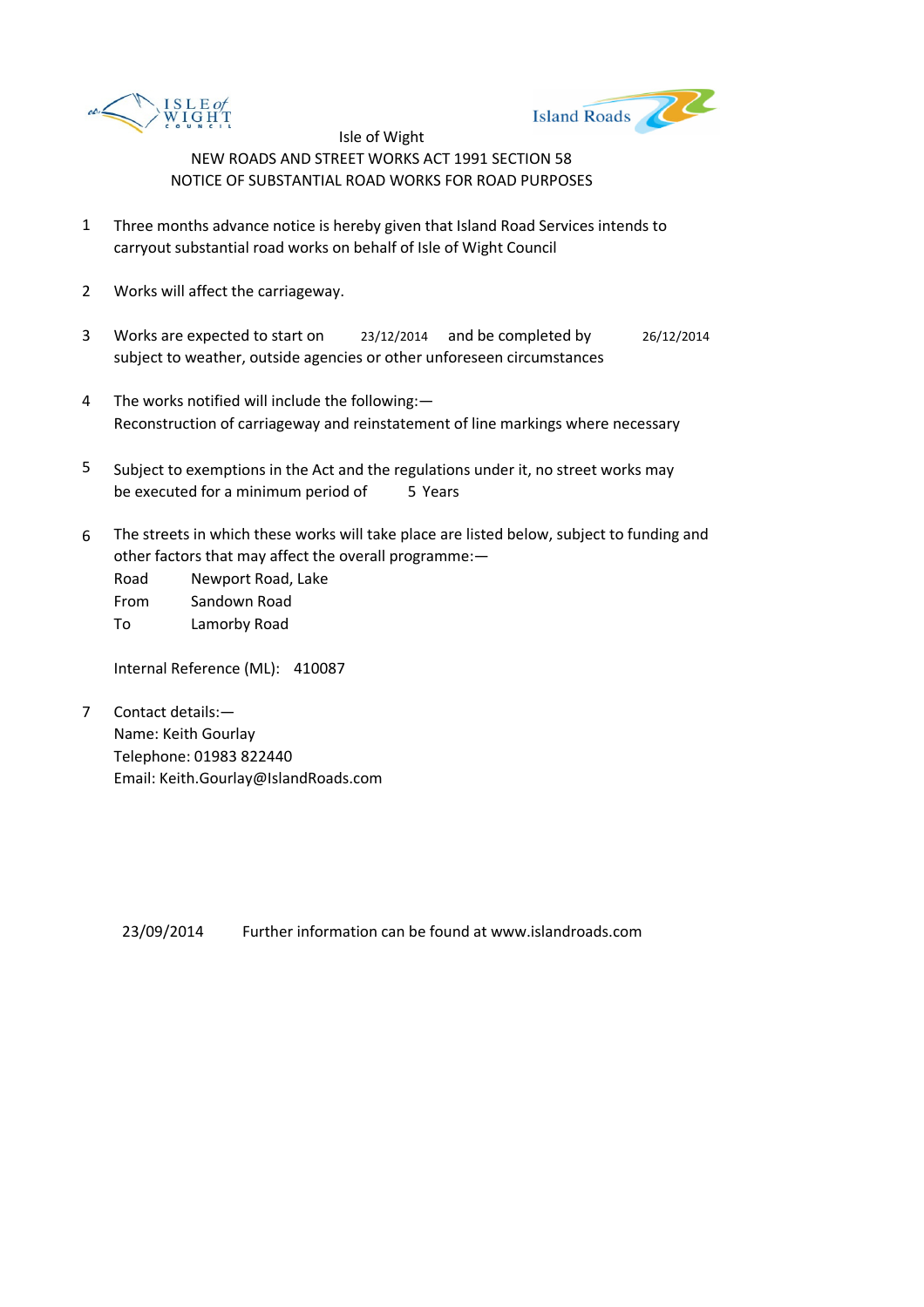Isle of Wight

NEW ROADS AND STREET WORKS ACT 1991 SECTION 58

NOTICE OF SUBSTANTIAL ROAD WORKS FOR ROAD PURPOSES

1. Three months advance notice is hereby given that Island Road Services intends to carryout substantial road works on behalf of Isle of Wight Council

2. Works will affect the carriageway.

3. Works are expected to start on 23/12/2014 and be completed by 26/12/2014 subject to weather, outside agencies or other unforeseen circumstances

4. The works notified will include the following:— Reconstruction of carriageway and reinstatement of line markings where necessary

5. Subject to exemptions in the Act and the regulations under it, no street works may be executed for a minimum period of 5 Years

6. The streets in which these works will take place are listed below, subject to funding and other factors that may affect the overall programme:—

   Road Newport Road, Lake
   From Sandown Road
   To Lamorby Road

   Internal Reference (ML): 410087

7. Contact details:—
   Name: Keith Gourlay
   Telephone: 01983 822440
   Email: Keith.Gourlay@IslandRoads.com

23/09/2014 Further information can be found at www.islandroads.com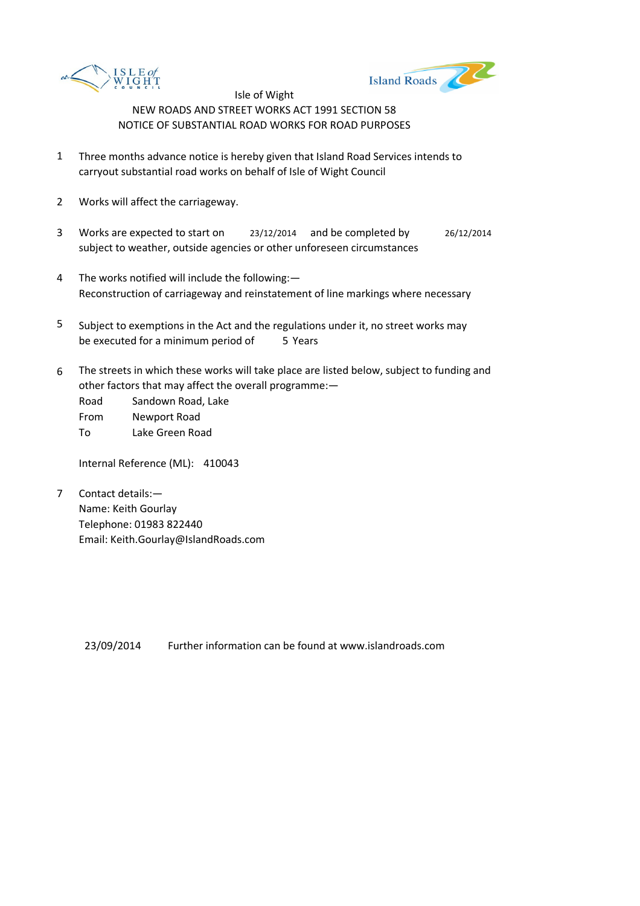Isle of Wight

NEW ROADS AND STREET WORKS ACT 1991 SECTION 58

NOTICE OF SUBSTANTIAL ROAD WORKS FOR ROAD PURPOSES

1. Three months advance notice is hereby given that Island Road Services intends to carryout substantial road works on behalf of Isle of Wight Council

2. Works will affect the carriageway.

3. Works are expected to start on 23/12/2014 and be completed by 26/12/2014 subject to weather, outside agencies or other unforeseen circumstances

4. The works notified will include the following:—
   Reconstruction of carriageway and reinstatement of line markings where necessary

5. Subject to exemptions in the Act and the regulations under it, no street works may be executed for a minimum period of 5 Years

6. The streets in which these works will take place are listed below, subject to funding and other factors that may affect the overall programme:—

   Road Sandown Road, Lake
   From Newport Road
   To Lake Green Road

   Internal Reference (ML): 410043

7. Contact details:—
   Name: Keith Gourlay
   Telephone: 01983 822440
   Email: Keith.Gourlay@IslandRoads.com

23/09/2014 Further information can be found at www.islandroads.com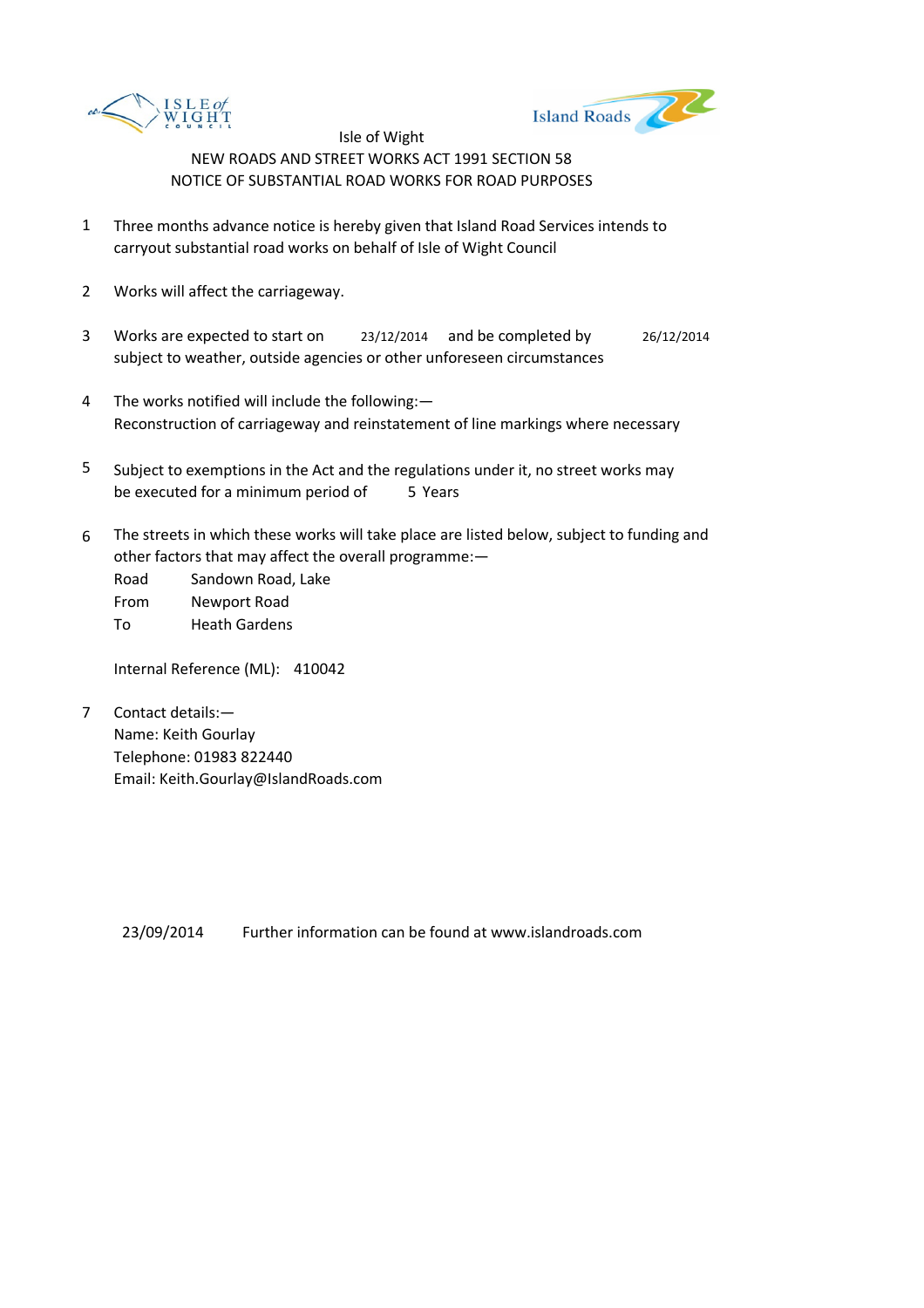Isle of Wight

NEW ROADS AND STREET WORKS ACT 1991 SECTION 58

NOTICE OF SUBSTANTIAL ROAD WORKS FOR ROAD PURPOSES

1. Three months advance notice is hereby given that Island Road Services intends to carryout substantial road works on behalf of Isle of Wight Council

2. Works will affect the carriageway.

3. Works are expected to start on 23/12/2014 and be completed by 26/12/2014 subject to weather, outside agencies or other unforeseen circumstances

4. The works notified will include the following:—
   Reconstruction of carriageway and reinstatement of line markings where necessary

5. Subject to exemptions in the Act and the regulations under it, no street works may be executed for a minimum period of 5 Years

6. The streets in which these works will take place are listed below, subject to funding and other factors that may affect the overall programme:—

   Road Sandown Road, Lake
   From Newport Road
   To Heath Gardens

   Internal Reference (ML): 410042

7. Contact details:—
   Name: Keith Gourlay
   Telephone: 01983 822440
   Email: Keith.Gourlay@IslandRoads.com

23/09/2014 Further information can be found at www.islandroads.com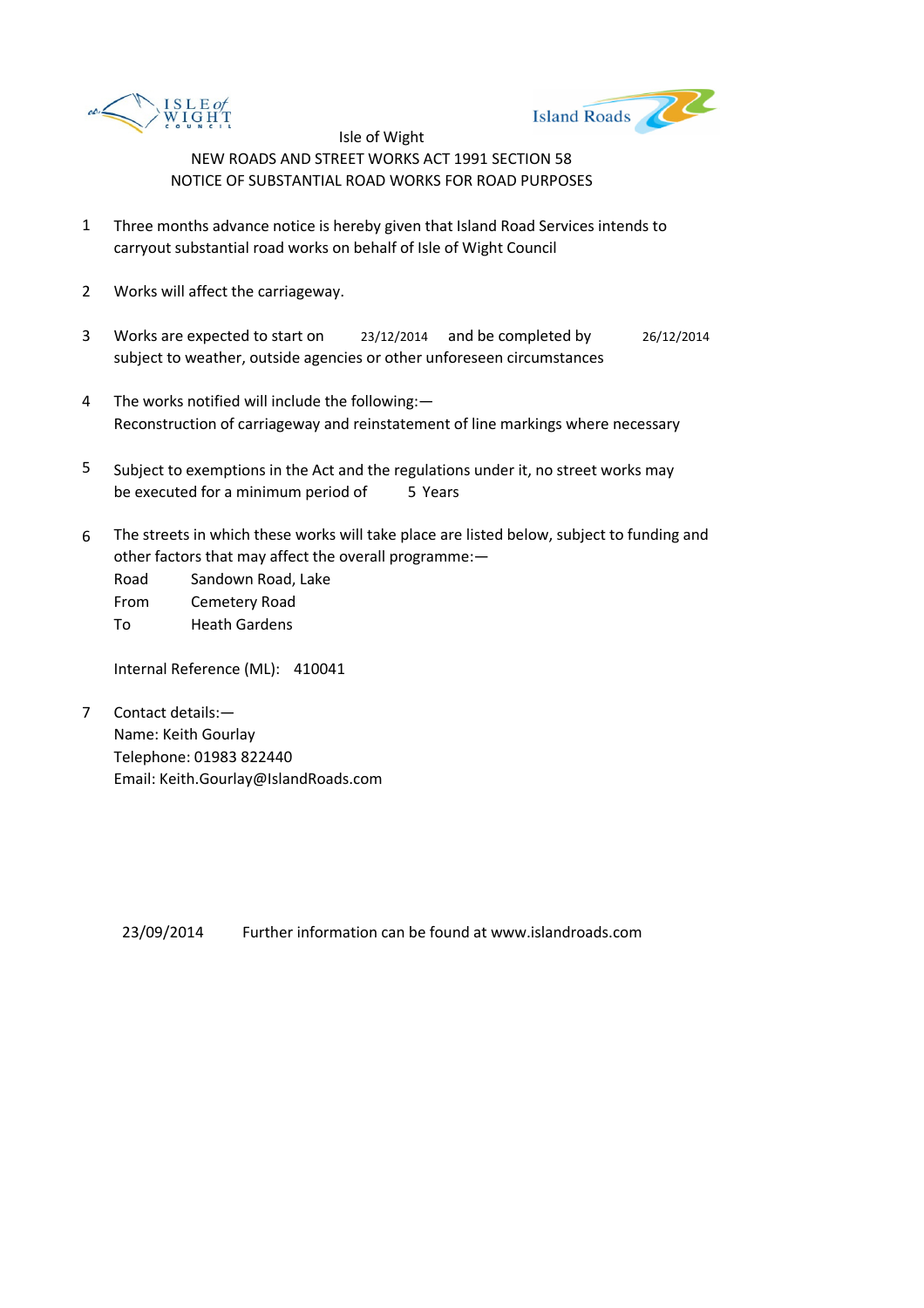Isle of Wight

NEW ROADS AND STREET WORKS ACT 1991 SECTION 58

NOTICE OF SUBSTANTIAL ROAD WORKS FOR ROAD PURPOSES

1. Three months advance notice is hereby given that Island Road Services intends to carryout substantial road works on behalf of Isle of Wight Council

2. Works will affect the carriageway.

3. Works are expected to start on 23/12/2014 and be completed by 26/12/2014 subject to weather, outside agencies or other unforeseen circumstances

4. The works notified will include the following:— Reconstruction of carriageway and reinstatement of line markings where necessary

5. Subject to exemptions in the Act and the regulations under it, no street works may be executed for a minimum period of 5 Years

6. The streets in which these works will take place are listed below, subject to funding and other factors that may affect the overall programme:—

   Road Sandown Road, Lake
   From Cemetery Road
   To Heath Gardens

   Internal Reference (ML): 410041

7. Contact details:—
   Name: Keith Gourlay
   Telephone: 01983 822440
   Email: Keith.Gourlay@IslandRoads.com

23/09/2014 Further information can be found at www.islandroads.com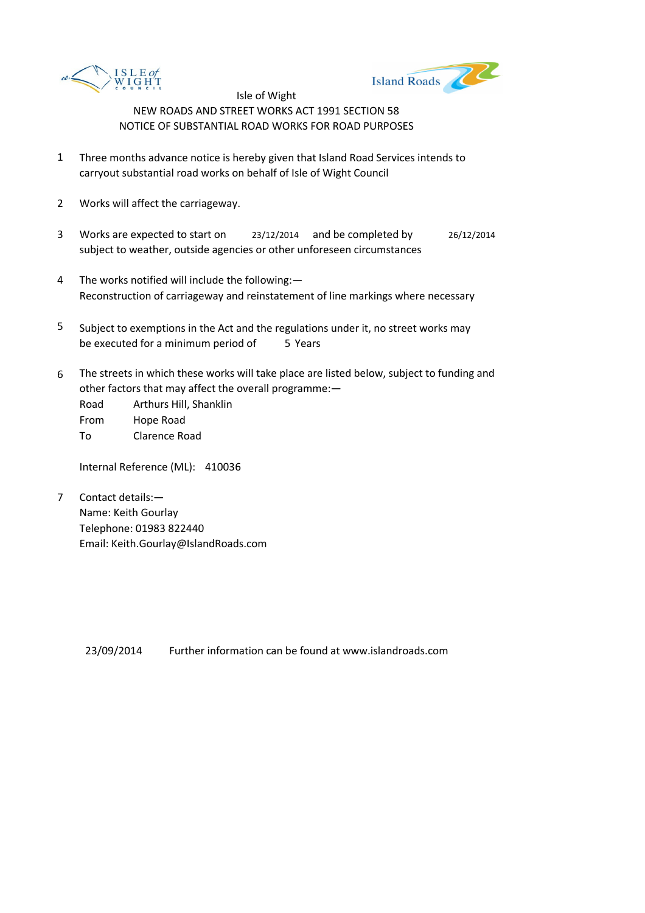ISLE of WIGHT COUNCIL

Island Roads

Isle of Wight

NEW ROADS AND STREET WORKS ACT 1991 SECTION 58

NOTICE OF SUBSTANTIAL ROAD WORKS FOR ROAD PURPOSES

1. Three months advance notice is hereby given that Island Road Services intends to carryout substantial road works on behalf of Isle of Wight Council

2. Works will affect the carriageway.

3. Works are expected to start on 23/12/2014 and be completed by 26/12/2014 subject to weather, outside agencies or other unforeseen circumstances

4. The works notified will include the following:—
   Reconstruction of carriageway and reinstatement of line markings where necessary

5. Subject to exemptions in the Act and the regulations under it, no street works may be executed for a minimum period of 5 Years

6. The streets in which these works will take place are listed below, subject to funding and other factors that may affect the overall programme:—

   Road Arthurs Hill, Shanklin
   From Hope Road
   To Clarence Road

   Internal Reference (ML): 410036

7. Contact details:—
   Name: Keith Gourlay
   Telephone: 01983 822440
   Email: Keith.Gourlay@IslandRoads.com

23/09/2014 Further information can be found at www.islandroads.com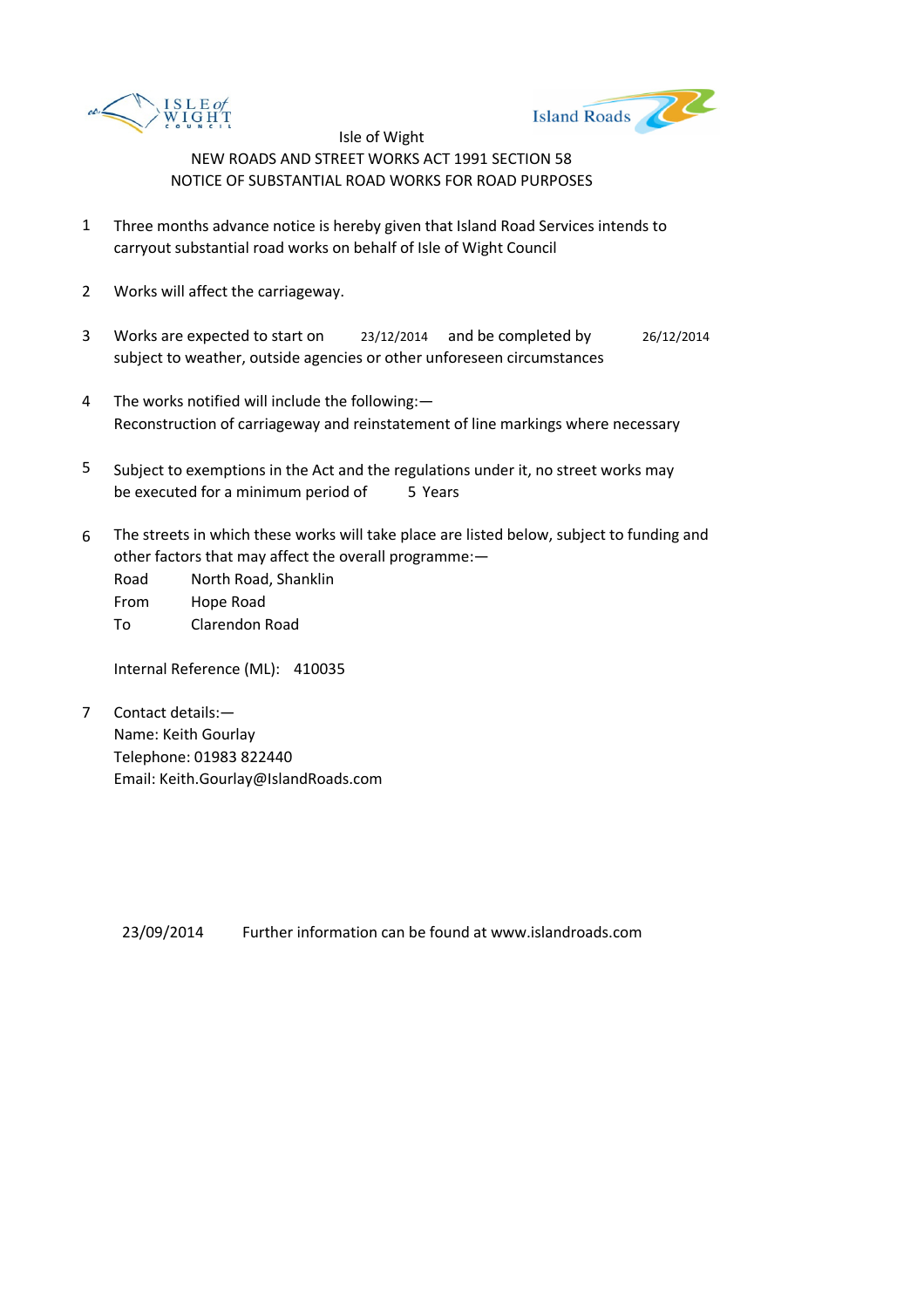Isle of Wight

NEW ROADS AND STREET WORKS ACT 1991 SECTION 58

NOTICE OF SUBSTANTIAL ROAD WORKS FOR ROAD PURPOSES

1 Three months advance notice is hereby given that Island Road Services intends to carryout substantial road works on behalf of Isle of Wight Council

2 Works will affect the carriageway.

3 Works are expected to start on 23/12/2014 and be completed by 26/12/2014 subject to weather, outside agencies or other unforeseen circumstances

4 The works notified will include the following:—
Reconstruction of carriageway and reinstatement of line markings where necessary

5 Subject to exemptions in the Act and the regulations under it, no street works may be executed for a minimum period of 5 Years

6 The streets in which these works will take place are listed below, subject to funding and other factors that may affect the overall programme:—

Road North Road, Shanklin
From Hope Road
To Clarendon Road

Internal Reference (ML): 410035

7 Contact details:—
Name: Keith Gourlay
Telephone: 01983 822440
Email: Keith.Gourlay@IslandRoads.com

23/09/2014 Further information can be found at www.islandroads.com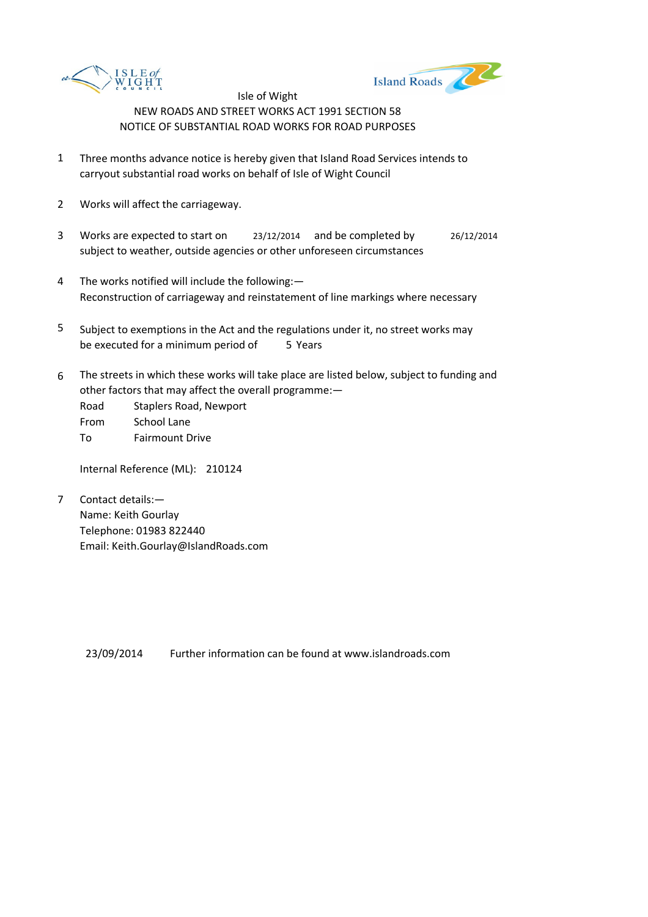Isle of Wight

NEW ROADS AND STREET WORKS ACT 1991 SECTION 58

NOTICE OF SUBSTANTIAL ROAD WORKS FOR ROAD PURPOSES

1. Three months advance notice is hereby given that Island Road Services intends to carryout substantial road works on behalf of Isle of Wight Council

2. Works will affect the carriageway.

3. Works are expected to start on 23/12/2014 and be completed by 26/12/2014 subject to weather, outside agencies or other unforeseen circumstances

4. The works notified will include the following:—
   Reconstruction of carriageway and reinstatement of line markings where necessary

5. Subject to exemptions in the Act and the regulations under it, no street works may be executed for a minimum period of 5 Years

6. The streets in which these works will take place are listed below, subject to funding and other factors that may affect the overall programme:—

   Road Staplers Road, Newport
   From School Lane
   To Fairmount Drive

   Internal Reference (ML): 210124

7. Contact details:—
   Name: Keith Gourlay
   Telephone: 01983 822440
   Email: Keith.Gourlay@IslandRoads.com

23/09/2014 Further information can be found at www.islandroads.com